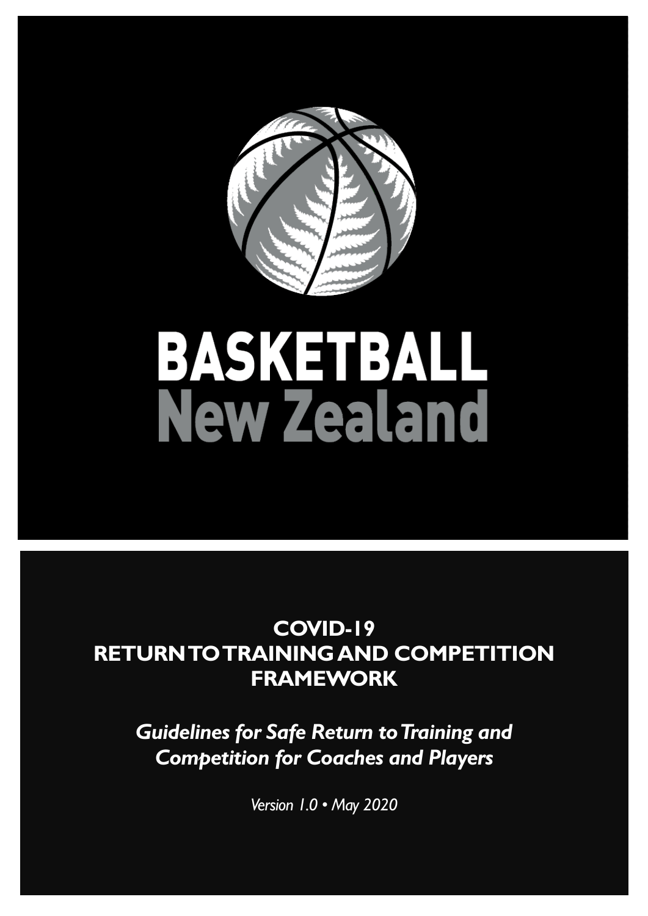BASKETBALL
New Zealand

# COVID-19 RETURN TO TRAINING AND COMPETITION FRAMEWORK

*Guidelines for Safe Return to Training and Competition for Coaches and Players*

*Version 1.0 • May 2020*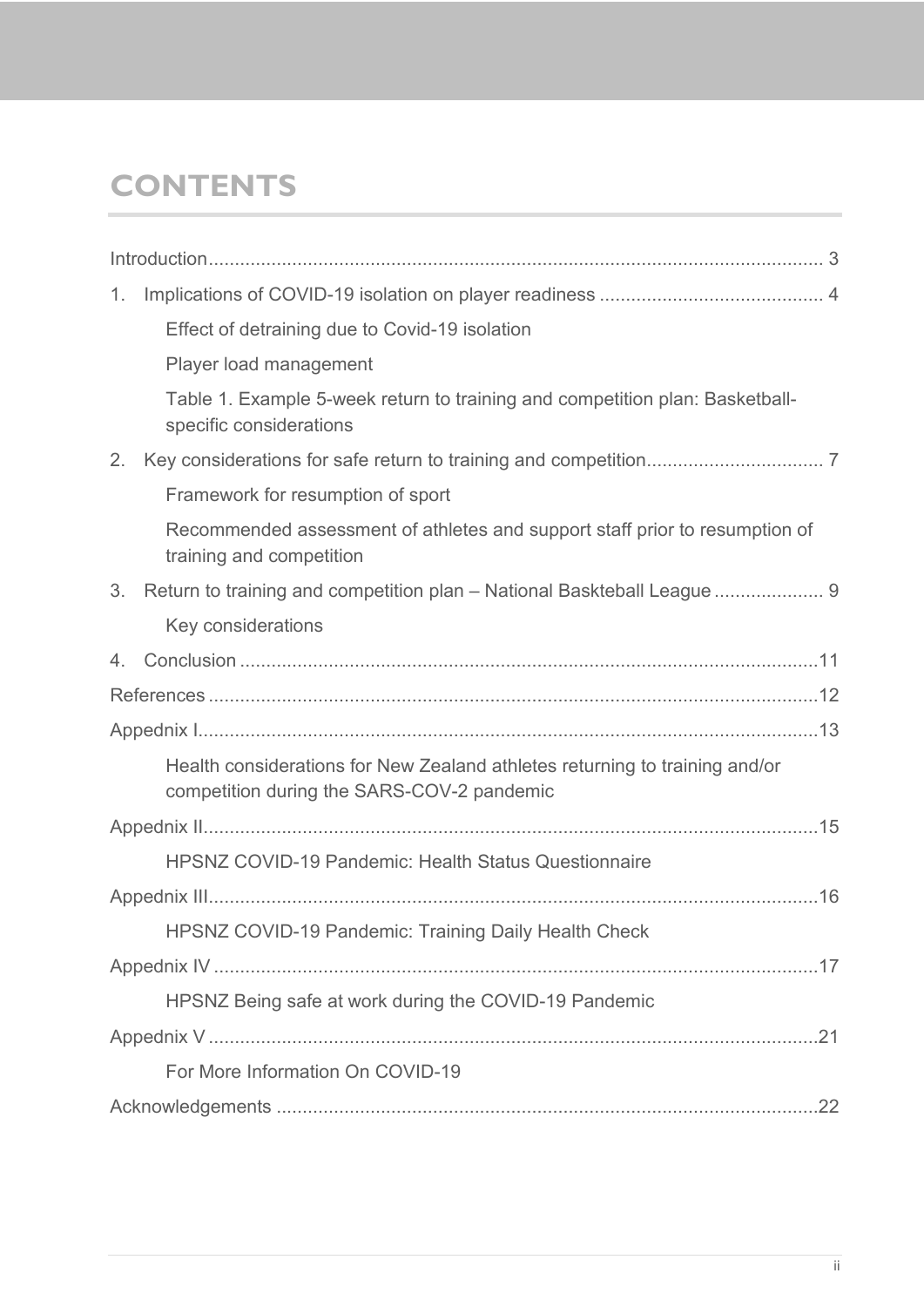# CONTENTS

Introduction ..................................................................................................................... 3

1. Implications of COVID-19 isolation on player readiness .......................................... 4
   - Effect of detraining due to Covid-19 isolation
   - Player load management
   - Table 1. Example 5-week return to training and competition plan: Basketball-specific considerations
2. Key considerations for safe return to training and competition................................. 7
   - Framework for resumption of sport
   - Recommended assessment of athletes and support staff prior to resumption of training and competition
3. Return to training and competition plan – National Baskteball League ..................... 9
   - Key considerations
4. Conclusion .............................................................................................................11

References ....................................................................................................................12

Appendix I......................................................................................................................13
- Health considerations for New Zealand athletes returning to training and/or competition during the SARS-COV-2 pandemic

Appendix II.....................................................................................................................15
- HPSNZ COVID-19 Pandemic: Health Status Questionnaire

Appendix III....................................................................................................................16
- HPSNZ COVID-19 Pandemic: Training Daily Health Check

Appendix IV ...................................................................................................................17
- HPSNZ Being safe at work during the COVID-19 Pandemic

Appendix V ....................................................................................................................21
- For More Information On COVID-19

Acknowledgements .......................................................................................................22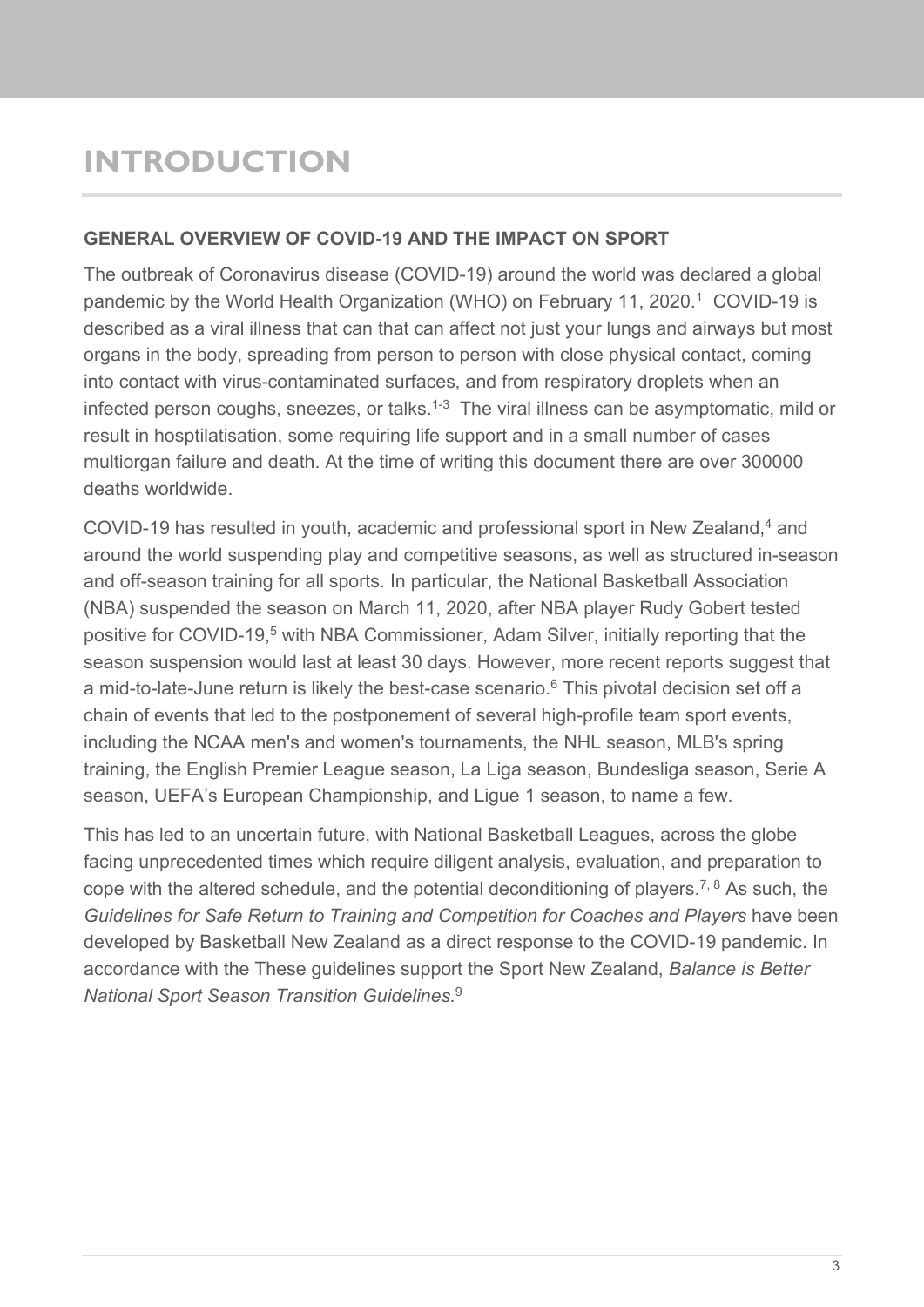# INTRODUCTION

### GENERAL OVERVIEW OF COVID-19 AND THE IMPACT ON SPORT

The outbreak of Coronavirus disease (COVID-19) around the world was declared a global pandemic by the World Health Organization (WHO) on February 11, 2020.[1] COVID-19 is described as a viral illness that can that can affect not just your lungs and airways but most organs in the body, spreading from person to person with close physical contact, coming into contact with virus-contaminated surfaces, and from respiratory droplets when an infected person coughs, sneezes, or talks.[1-3] The viral illness can be asymptomatic, mild or result in hosptilatisation, some requiring life support and in a small number of cases multiorgan failure and death. At the time of writing this document there are over 300000 deaths worldwide.

COVID-19 has resulted in youth, academic and professional sport in New Zealand,[4] and around the world suspending play and competitive seasons, as well as structured in-season and off-season training for all sports. In particular, the National Basketball Association (NBA) suspended the season on March 11, 2020, after NBA player Rudy Gobert tested positive for COVID-19,[5] with NBA Commissioner, Adam Silver, initially reporting that the season suspension would last at least 30 days. However, more recent reports suggest that a mid-to-late-June return is likely the best-case scenario.[6] This pivotal decision set off a chain of events that led to the postponement of several high-profile team sport events, including the NCAA men's and women's tournaments, the NHL season, MLB's spring training, the English Premier League season, La Liga season, Bundesliga season, Serie A season, UEFA's European Championship, and Ligue 1 season, to name a few.

This has led to an uncertain future, with National Basketball Leagues, across the globe facing unprecedented times which require diligent analysis, evaluation, and preparation to cope with the altered schedule, and the potential deconditioning of players.[7, 8] As such, the *Guidelines for Safe Return to Training and Competition for Coaches and Players* have been developed by Basketball New Zealand as a direct response to the COVID-19 pandemic. In accordance with the These guidelines support the Sport New Zealand, *Balance is Better National Sport Season Transition Guidelines*.[9]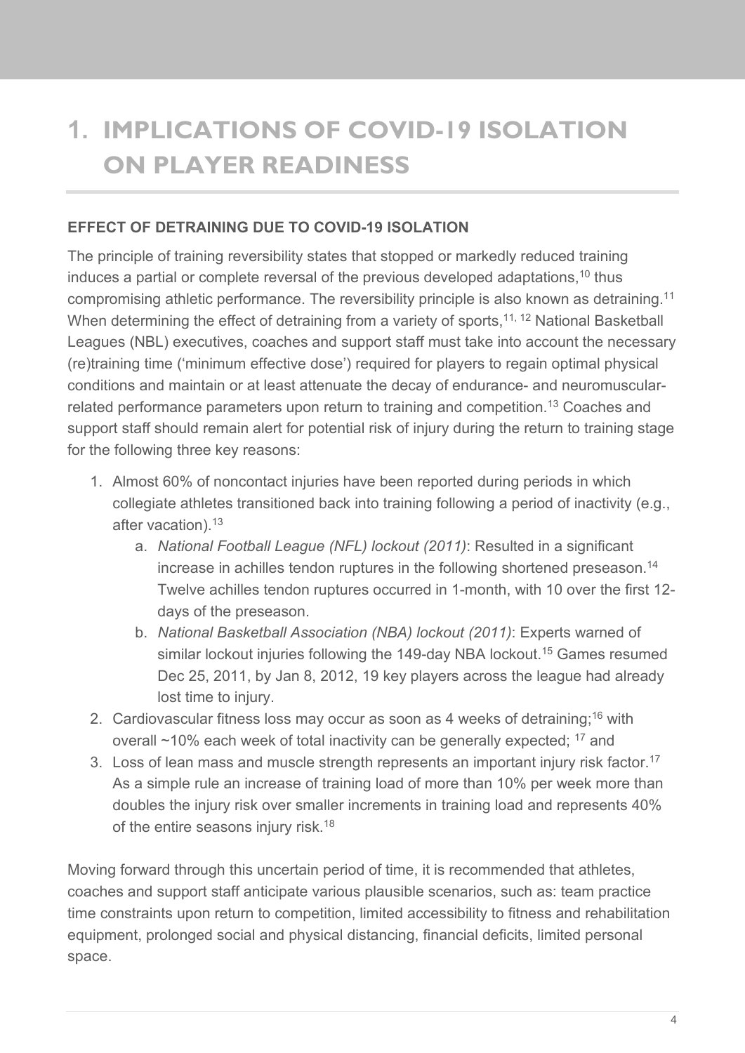# 1. IMPLICATIONS OF COVID-19 ISOLATION ON PLAYER READINESS

## EFFECT OF DETRAINING DUE TO COVID-19 ISOLATION

The principle of training reversibility states that stopped or markedly reduced training induces a partial or complete reversal of the previous developed adaptations,[10] thus compromising athletic performance. The reversibility principle is also known as detraining.[11] When determining the effect of detraining from a variety of sports,[11, 12] National Basketball Leagues (NBL) executives, coaches and support staff must take into account the necessary (re)training time ('minimum effective dose') required for players to regain optimal physical conditions and maintain or at least attenuate the decay of endurance- and neuromuscular-related performance parameters upon return to training and competition.[13] Coaches and support staff should remain alert for potential risk of injury during the return to training stage for the following three key reasons:

1. Almost 60% of noncontact injuries have been reported during periods in which collegiate athletes transitioned back into training following a period of inactivity (e.g., after vacation).[13]
   a. *National Football League (NFL) lockout (2011)*: Resulted in a significant increase in achilles tendon ruptures in the following shortened preseason.[14] Twelve achilles tendon ruptures occurred in 1-month, with 10 over the first 12-days of the preseason.
   b. *National Basketball Association (NBA) lockout (2011)*: Experts warned of similar lockout injuries following the 149-day NBA lockout.[15] Games resumed Dec 25, 2011, by Jan 8, 2012, 19 key players across the league had already lost time to injury.
2. Cardiovascular fitness loss may occur as soon as 4 weeks of detraining;[16] with overall ~10% each week of total inactivity can be generally expected; [17] and
3. Loss of lean mass and muscle strength represents an important injury risk factor.[17] As a simple rule an increase of training load of more than 10% per week more than doubles the injury risk over smaller increments in training load and represents 40% of the entire seasons injury risk.[18]

Moving forward through this uncertain period of time, it is recommended that athletes, coaches and support staff anticipate various plausible scenarios, such as: team practice time constraints upon return to competition, limited accessibility to fitness and rehabilitation equipment, prolonged social and physical distancing, financial deficits, limited personal space.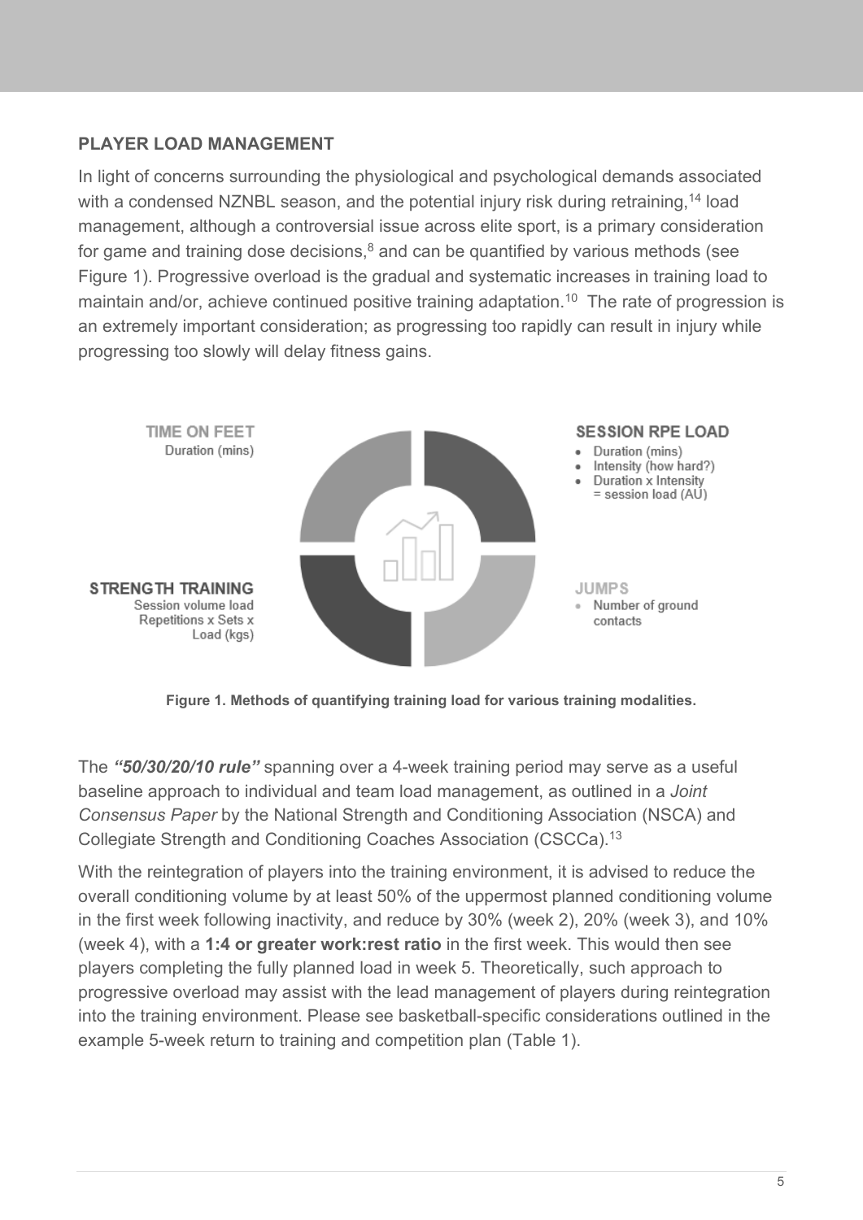## PLAYER LOAD MANAGEMENT

In light of concerns surrounding the physiological and psychological demands associated with a condensed NZNBL season, and the potential injury risk during retraining,[14] load management, although a controversial issue across elite sport, is a primary consideration for game and training dose decisions,[8] and can be quantified by various methods (see Figure 1). Progressive overload is the gradual and systematic increases in training load to maintain and/or, achieve continued positive training adaptation.[10] The rate of progression is an extremely important consideration; as progressing too rapidly can result in injury while progressing too slowly will delay fitness gains.

**TIME ON FEET**
Duration (mins)

**SESSION RPE LOAD**
- Duration (mins)
- Intensity (how hard?)
- Duration x Intensity = session load (AU)

**STRENGTH TRAINING**
Session volume load
Repetitions x Sets x Load (kgs)

**JUMPS**
- Number of ground contacts

**Figure 1. Methods of quantifying training load for various training modalities.**

The ***"50/30/20/10 rule"*** spanning over a 4-week training period may serve as a useful baseline approach to individual and team load management, as outlined in a *Joint Consensus Paper* by the National Strength and Conditioning Association (NSCA) and Collegiate Strength and Conditioning Coaches Association (CSCCa).[13]

With the reintegration of players into the training environment, it is advised to reduce the overall conditioning volume by at least 50% of the uppermost planned conditioning volume in the first week following inactivity, and reduce by 30% (week 2), 20% (week 3), and 10% (week 4), with a **1:4 or greater work:rest ratio** in the first week. This would then see players completing the fully planned load in week 5. Theoretically, such approach to progressive overload may assist with the lead management of players during reintegration into the training environment. Please see basketball-specific considerations outlined in the example 5-week return to training and competition plan (Table 1).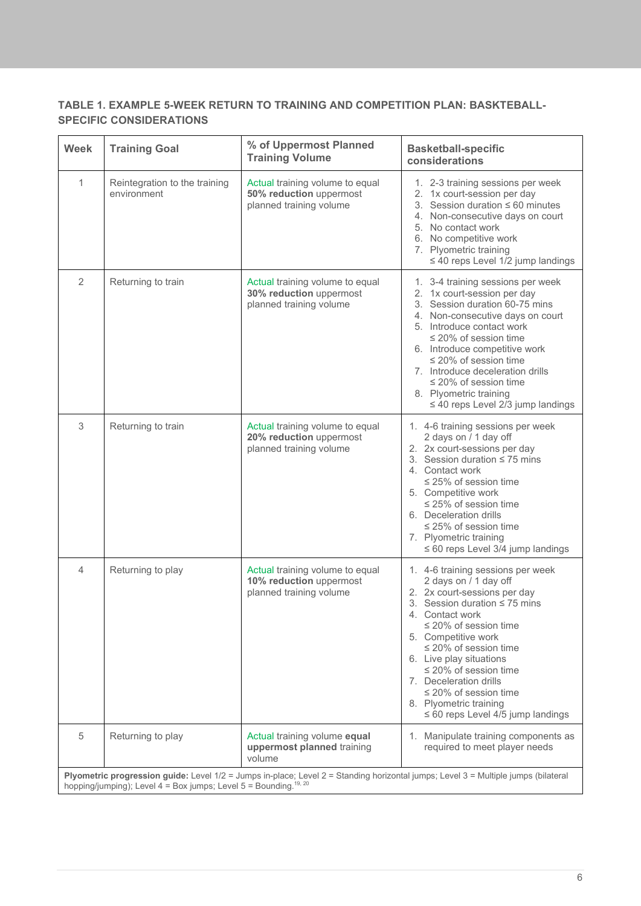### TABLE 1. EXAMPLE 5-WEEK RETURN TO TRAINING AND COMPETITION PLAN: BASKETBALL-SPECIFIC CONSIDERATIONS

| Week | Training Goal | % of Uppermost Planned Training Volume | Basketball-specific considerations |
|---|---|---|---|
| 1 | Reintegration to the training environment | Actual training volume to equal **50% reduction** uppermost planned training volume | 1. 2-3 training sessions per week<br>2. 1x court-session per day<br>3. Session duration ≤ 60 minutes<br>4. Non-consecutive days on court<br>5. No contact work<br>6. No competitive work<br>7. Plyometric training ≤ 40 reps Level 1/2 jump landings |
| 2 | Returning to train | Actual training volume to equal **30% reduction** uppermost planned training volume | 1. 3-4 training sessions per week<br>2. 1x court-session per day<br>3. Session duration 60-75 mins<br>4. Non-consecutive days on court<br>5. Introduce contact work ≤ 20% of session time<br>6. Introduce competitive work ≤ 20% of session time<br>7. Introduce deceleration drills ≤ 20% of session time<br>8. Plyometric training ≤ 40 reps Level 2/3 jump landings |
| 3 | Returning to train | Actual training volume to equal **20% reduction** uppermost planned training volume | 1. 4-6 training sessions per week 2 days on / 1 day off<br>2. 2x court-sessions per day<br>3. Session duration ≤ 75 mins<br>4. Contact work ≤ 25% of session time<br>5. Competitive work ≤ 25% of session time<br>6. Deceleration drills ≤ 25% of session time<br>7. Plyometric training ≤ 60 reps Level 3/4 jump landings |
| 4 | Returning to play | Actual training volume to equal **10% reduction** uppermost planned training volume | 1. 4-6 training sessions per week 2 days on / 1 day off<br>2. 2x court-sessions per day<br>3. Session duration ≤ 75 mins<br>4. Contact work ≤ 20% of session time<br>5. Competitive work ≤ 20% of session time<br>6. Live play situations ≤ 20% of session time<br>7. Deceleration drills ≤ 20% of session time<br>8. Plyometric training ≤ 60 reps Level 4/5 jump landings |
| 5 | Returning to play | Actual training volume **equal uppermost planned** training volume | 1. Manipulate training components as required to meet player needs |

**Plyometric progression guide:** Level 1/2 = Jumps in-place; Level 2 = Standing horizontal jumps; Level 3 = Multiple jumps (bilateral hopping/jumping); Level 4 = Box jumps; Level 5 = Bounding.[19, 20]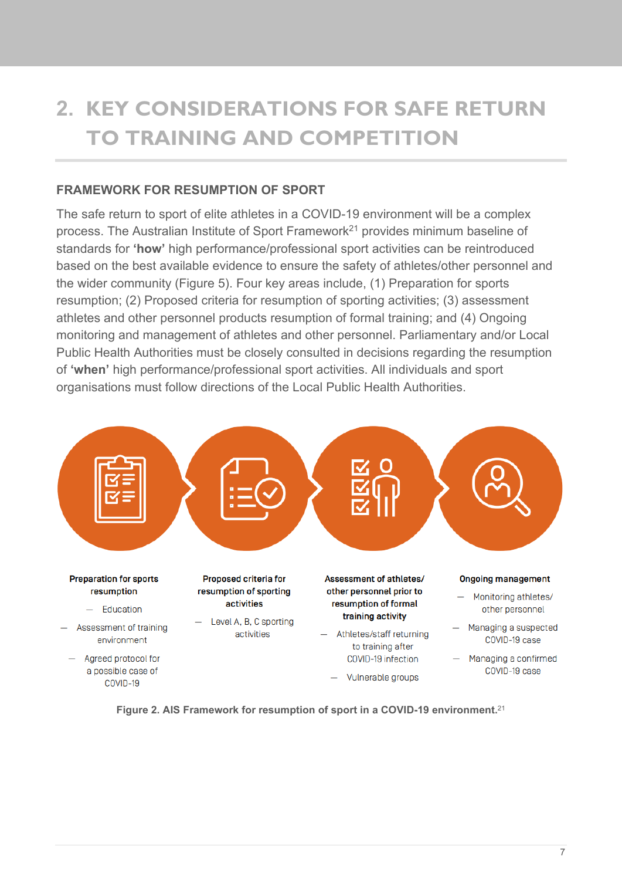# 2. KEY CONSIDERATIONS FOR SAFE RETURN TO TRAINING AND COMPETITION

## FRAMEWORK FOR RESUMPTION OF SPORT

The safe return to sport of elite athletes in a COVID-19 environment will be a complex process. The Australian Institute of Sport Framework[21] provides minimum baseline of standards for **'how'** high performance/professional sport activities can be reintroduced based on the best available evidence to ensure the safety of athletes/other personnel and the wider community (Figure 5). Four key areas include, (1) Preparation for sports resumption; (2) Proposed criteria for resumption of sporting activities; (3) assessment athletes and other personnel products resumption of formal training; and (4) Ongoing monitoring and management of athletes and other personnel. Parliamentary and/or Local Public Health Authorities must be closely consulted in decisions regarding the resumption of **'when'** high performance/professional sport activities. All individuals and sport organisations must follow directions of the Local Public Health Authorities.

**Preparation for sports resumption**

- Education
- Assessment of training environment
- Agreed protocol for a possible case of COVID-19

**Proposed criteria for resumption of sporting activities**

- Level A, B, C sporting activities

**Assessment of athletes/ other personnel prior to resumption of formal training activity**

- Athletes/staff returning to training after COVID-19 infection
- Vulnerable groups

**Ongoing management**

- Monitoring athletes/ other personnel
- Managing a suspected COVID-19 case
- Managing a confirmed COVID-19 case

**Figure 2. AIS Framework for resumption of sport in a COVID-19 environment.**[21]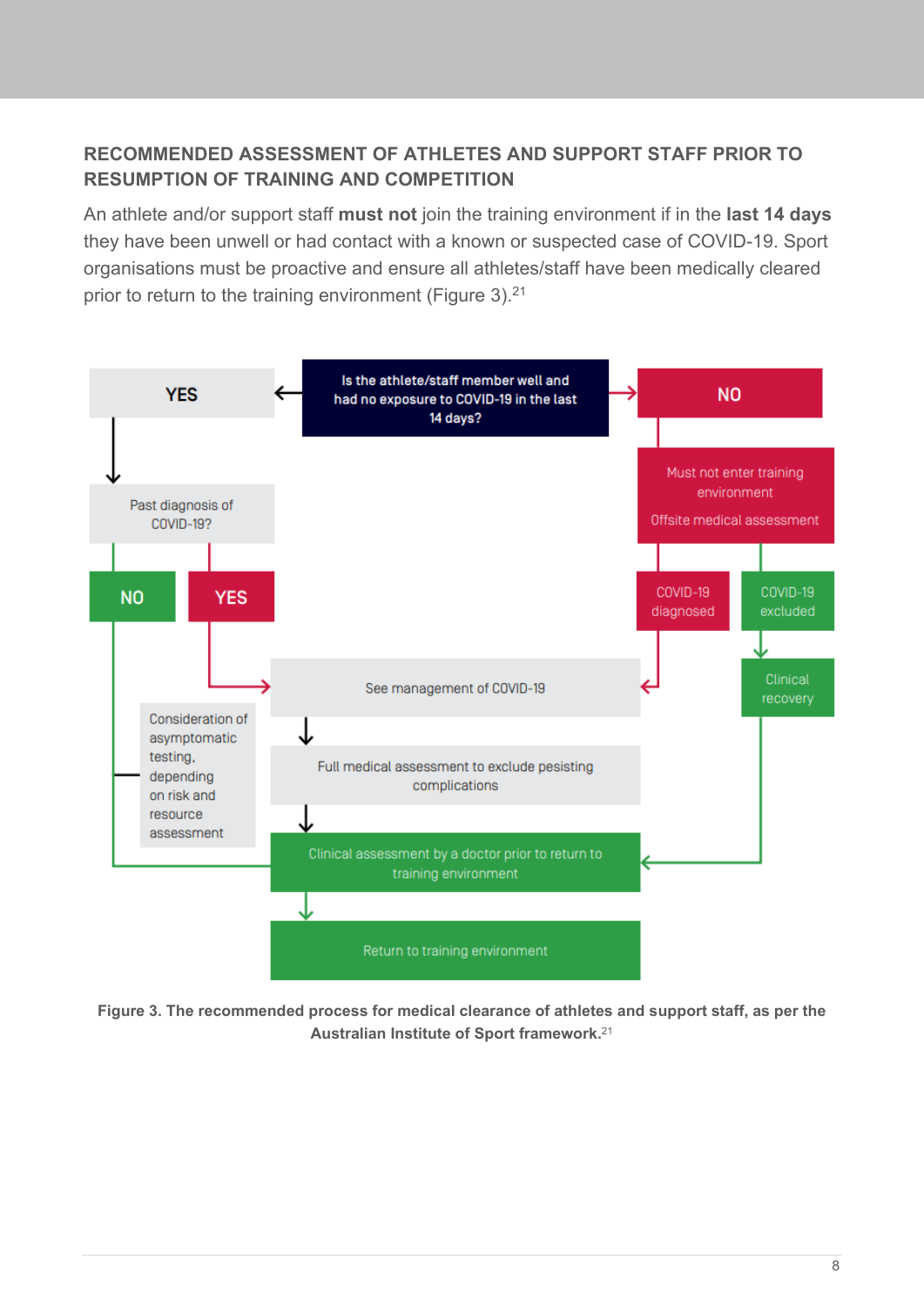## RECOMMENDED ASSESSMENT OF ATHLETES AND SUPPORT STAFF PRIOR TO RESUMPTION OF TRAINING AND COMPETITION

An athlete and/or support staff **must not** join the training environment if in the **last 14 days** they have been unwell or had contact with a known or suspected case of COVID-19. Sport organisations must be proactive and ensure all athletes/staff have been medically cleared prior to return to the training environment (Figure 3).[21]

Is the athlete/staff member well and had no exposure to COVID-19 in the last 14 days?

- **YES** → Past diagnosis of COVID-19?
  - **NO** → Consideration of asymptomatic testing, depending on risk and resource assessment → Clinical assessment by a doctor prior to return to training environment
  - **YES** → See management of COVID-19
- **NO** → Must not enter training environment. Offsite medical assessment
  - COVID-19 diagnosed → See management of COVID-19
  - COVID-19 excluded → Clinical recovery → Clinical assessment by a doctor prior to return to training environment

See management of COVID-19 → Full medical assessment to exclude pesisting complications → Clinical assessment by a doctor prior to return to training environment → Return to training environment

**Figure 3. The recommended process for medical clearance of athletes and support staff, as per the Australian Institute of Sport framework.**[21]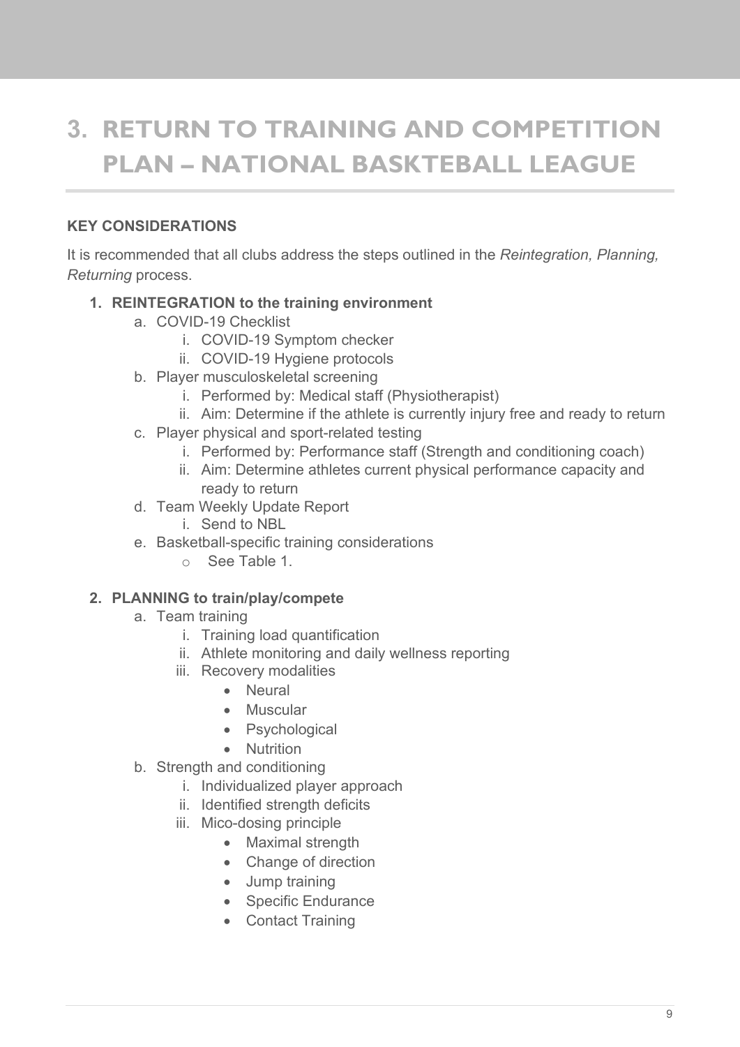# 3. RETURN TO TRAINING AND COMPETITION PLAN – NATIONAL BASKTEBALL LEAGUE

**KEY CONSIDERATIONS**

It is recommended that all clubs address the steps outlined in the *Reintegration, Planning, Returning* process.

1. **REINTEGRATION to the training environment**
   a. COVID-19 Checklist
      i. COVID-19 Symptom checker
      ii. COVID-19 Hygiene protocols
   b. Player musculoskeletal screening
      i. Performed by: Medical staff (Physiotherapist)
      ii. Aim: Determine if the athlete is currently injury free and ready to return
   c. Player physical and sport-related testing
      i. Performed by: Performance staff (Strength and conditioning coach)
      ii. Aim: Determine athletes current physical performance capacity and ready to return
   d. Team Weekly Update Report
      i. Send to NBL
   e. Basketball-specific training considerations
      - See Table 1.

2. **PLANNING to train/play/compete**
   a. Team training
      i. Training load quantification
      ii. Athlete monitoring and daily wellness reporting
      iii. Recovery modalities
         - Neural
         - Muscular
         - Psychological
         - Nutrition
   b. Strength and conditioning
      i. Individualized player approach
      ii. Identified strength deficits
      iii. Mico-dosing principle
         - Maximal strength
         - Change of direction
         - Jump training
         - Specific Endurance
         - Contact Training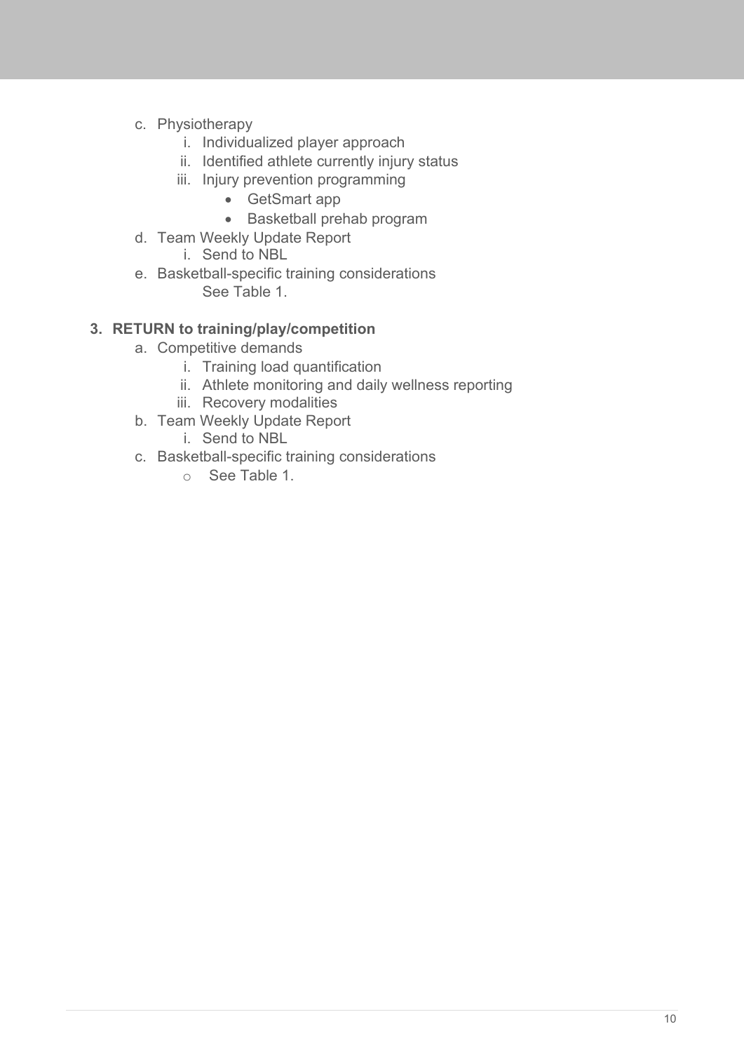c. Physiotherapy
    i. Individualized player approach
    ii. Identified athlete currently injury status
    iii. Injury prevention programming
        - GetSmart app
        - Basketball prehab program

d. Team Weekly Update Report
    i. Send to NBL

e. Basketball-specific training considerations
    See Table 1.

**3. RETURN to training/play/competition**

a. Competitive demands
    i. Training load quantification
    ii. Athlete monitoring and daily wellness reporting
    iii. Recovery modalities

b. Team Weekly Update Report
    i. Send to NBL

c. Basketball-specific training considerations
    - See Table 1.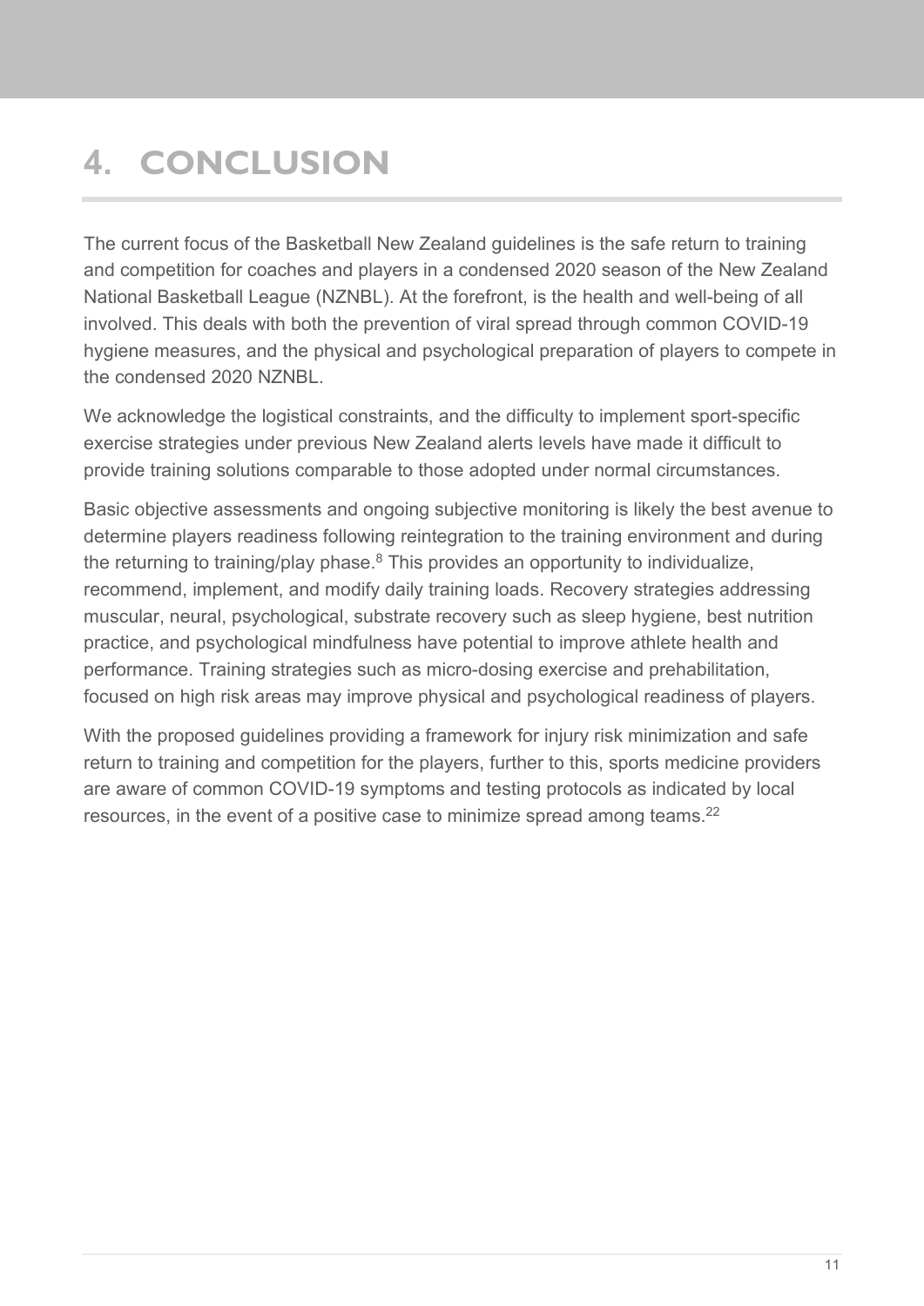# 4. CONCLUSION

The current focus of the Basketball New Zealand guidelines is the safe return to training and competition for coaches and players in a condensed 2020 season of the New Zealand National Basketball League (NZNBL). At the forefront, is the health and well-being of all involved. This deals with both the prevention of viral spread through common COVID-19 hygiene measures, and the physical and psychological preparation of players to compete in the condensed 2020 NZNBL.

We acknowledge the logistical constraints, and the difficulty to implement sport-specific exercise strategies under previous New Zealand alerts levels have made it difficult to provide training solutions comparable to those adopted under normal circumstances.

Basic objective assessments and ongoing subjective monitoring is likely the best avenue to determine players readiness following reintegration to the training environment and during the returning to training/play phase.[8] This provides an opportunity to individualize, recommend, implement, and modify daily training loads. Recovery strategies addressing muscular, neural, psychological, substrate recovery such as sleep hygiene, best nutrition practice, and psychological mindfulness have potential to improve athlete health and performance. Training strategies such as micro-dosing exercise and prehabilitation, focused on high risk areas may improve physical and psychological readiness of players.

With the proposed guidelines providing a framework for injury risk minimization and safe return to training and competition for the players, further to this, sports medicine providers are aware of common COVID-19 symptoms and testing protocols as indicated by local resources, in the event of a positive case to minimize spread among teams.[22]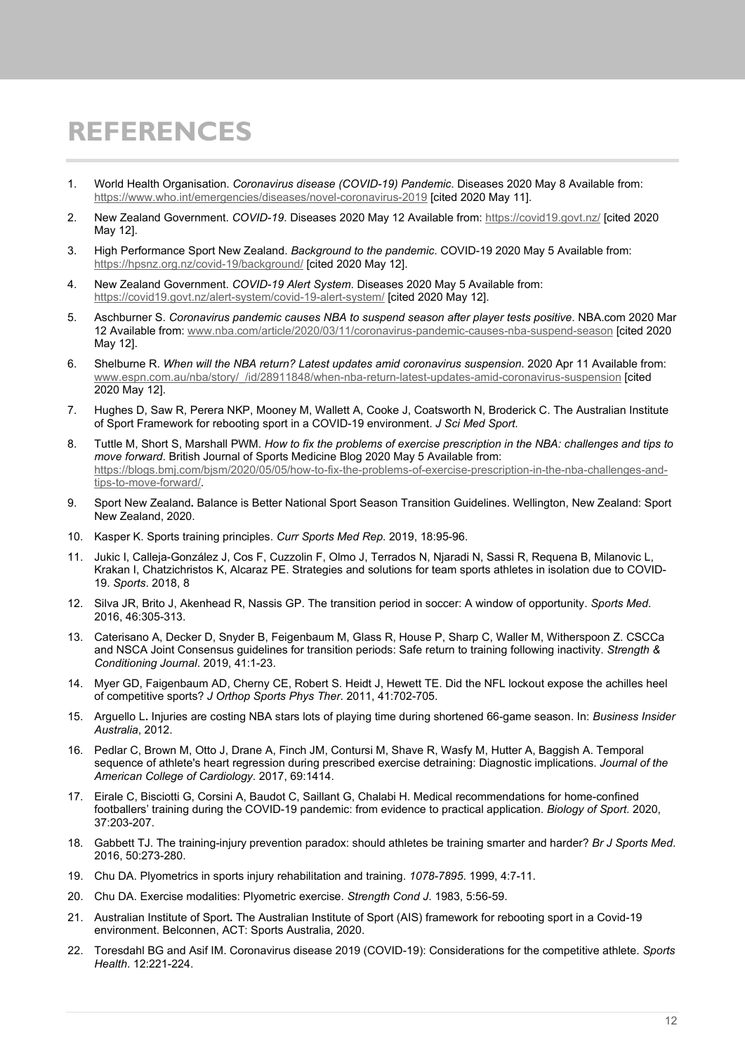# REFERENCES

1. World Health Organisation. *Coronavirus disease (COVID-19) Pandemic*. Diseases 2020 May 8 Available from: https://www.who.int/emergencies/diseases/novel-coronavirus-2019 [cited 2020 May 11].
2. New Zealand Government. *COVID-19*. Diseases 2020 May 12 Available from: https://covid19.govt.nz/ [cited 2020 May 12].
3. High Performance Sport New Zealand. *Background to the pandemic*. COVID-19 2020 May 5 Available from: https://hpsnz.org.nz/covid-19/background/ [cited 2020 May 12].
4. New Zealand Government. *COVID-19 Alert System*. Diseases 2020 May 5 Available from: https://covid19.govt.nz/alert-system/covid-19-alert-system/ [cited 2020 May 12].
5. Aschburner S. *Coronavirus pandemic causes NBA to suspend season after player tests positive*. NBA.com 2020 Mar 12 Available from: www.nba.com/article/2020/03/11/coronavirus-pandemic-causes-nba-suspend-season [cited 2020 May 12].
6. Shelburne R. *When will the NBA return? Latest updates amid coronavirus suspension*. 2020 Apr 11 Available from: www.espn.com.au/nba/story/_/id/28911848/when-nba-return-latest-updates-amid-coronavirus-suspension [cited 2020 May 12].
7. Hughes D, Saw R, Perera NKP, Mooney M, Wallett A, Cooke J, Coatsworth N, Broderick C. The Australian Institute of Sport Framework for rebooting sport in a COVID-19 environment. *J Sci Med Sport*.
8. Tuttle M, Short S, Marshall PWM. *How to fix the problems of exercise prescription in the NBA: challenges and tips to move forward*. British Journal of Sports Medicine Blog 2020 May 5 Available from: https://blogs.bmj.com/bjsm/2020/05/05/how-to-fix-the-problems-of-exercise-prescription-in-the-nba-challenges-and-tips-to-move-forward/.
9. Sport New Zealand**.** Balance is Better National Sport Season Transition Guidelines. Wellington, New Zealand: Sport New Zealand, 2020.
10. Kasper K. Sports training principles. *Curr Sports Med Rep*. 2019, 18:95-96.
11. Jukic I, Calleja-González J, Cos F, Cuzzolin F, Olmo J, Terrados N, Njaradi N, Sassi R, Requena B, Milanovic L, Krakan I, Chatzichristos K, Alcaraz PE. Strategies and solutions for team sports athletes in isolation due to COVID-19. *Sports*. 2018, 8
12. Silva JR, Brito J, Akenhead R, Nassis GP. The transition period in soccer: A window of opportunity. *Sports Med*. 2016, 46:305-313.
13. Caterisano A, Decker D, Snyder B, Feigenbaum M, Glass R, House P, Sharp C, Waller M, Witherspoon Z. CSCCa and NSCA Joint Consensus guidelines for transition periods: Safe return to training following inactivity. *Strength & Conditioning Journal*. 2019, 41:1-23.
14. Myer GD, Faigenbaum AD, Cherny CE, Robert S. Heidt J, Hewett TE. Did the NFL lockout expose the achilles heel of competitive sports? *J Orthop Sports Phys Ther*. 2011, 41:702-705.
15. Arguello L**.** Injuries are costing NBA stars lots of playing time during shortened 66-game season. In: *Business Insider Australia*, 2012.
16. Pedlar C, Brown M, Otto J, Drane A, Finch JM, Contursi M, Shave R, Wasfy M, Hutter A, Baggish A. Temporal sequence of athlete's heart regression during prescribed exercise detraining: Diagnostic implications. *Journal of the American College of Cardiology*. 2017, 69:1414.
17. Eirale C, Bisciotti G, Corsini A, Baudot C, Saillant G, Chalabi H. Medical recommendations for home-confined footballers' training during the COVID-19 pandemic: from evidence to practical application. *Biology of Sport*. 2020, 37:203-207.
18. Gabbett TJ. The training-injury prevention paradox: should athletes be training smarter and harder? *Br J Sports Med*. 2016, 50:273-280.
19. Chu DA. Plyometrics in sports injury rehabilitation and training. *1078-7895*. 1999, 4:7-11.
20. Chu DA. Exercise modalities: Plyometric exercise. *Strength Cond J*. 1983, 5:56-59.
21. Australian Institute of Sport**.** The Australian Institute of Sport (AIS) framework for rebooting sport in a Covid-19 environment. Belconnen, ACT: Sports Australia, 2020.
22. Toresdahl BG and Asif IM. Coronavirus disease 2019 (COVID-19): Considerations for the competitive athlete. *Sports Health*. 12:221-224.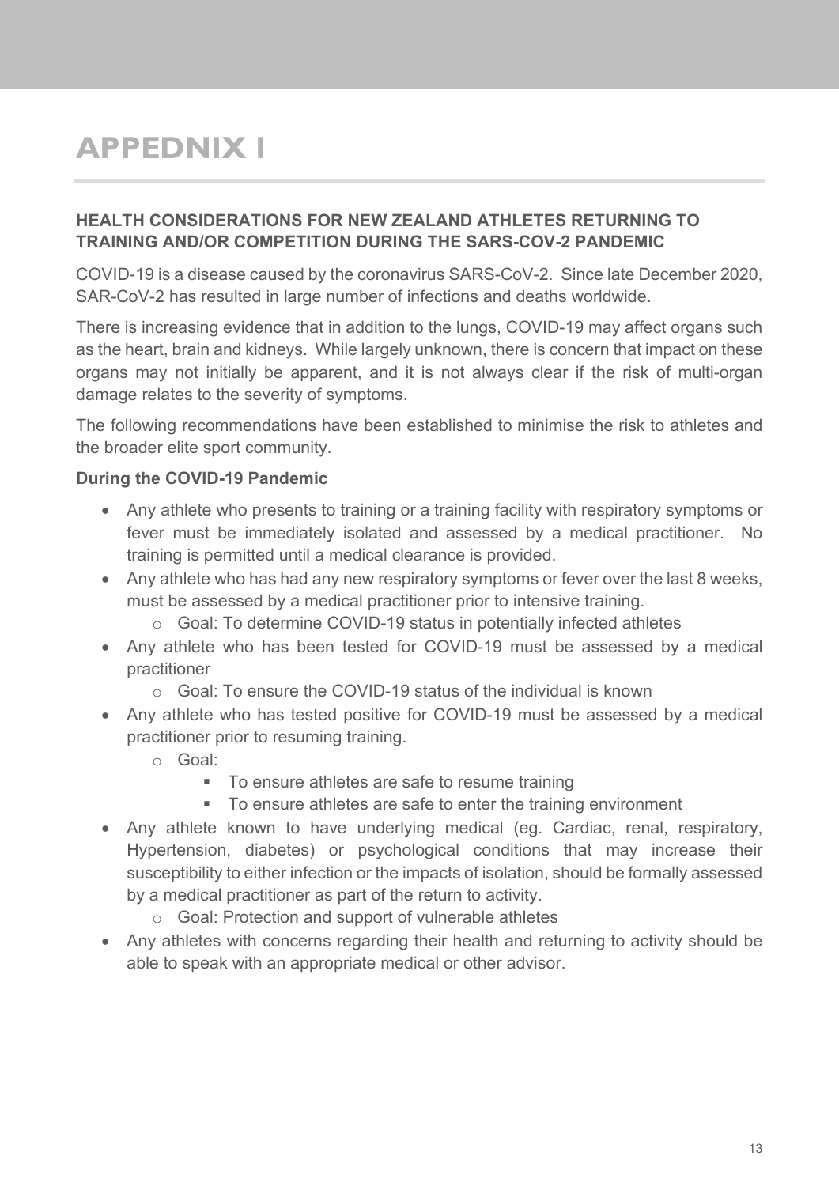# APPEDNIX I

### HEALTH CONSIDERATIONS FOR NEW ZEALAND ATHLETES RETURNING TO TRAINING AND/OR COMPETITION DURING THE SARS-COV-2 PANDEMIC

COVID-19 is a disease caused by the coronavirus SARS-CoV-2. Since late December 2020, SAR-CoV-2 has resulted in large number of infections and deaths worldwide.

There is increasing evidence that in addition to the lungs, COVID-19 may affect organs such as the heart, brain and kidneys. While largely unknown, there is concern that impact on these organs may not initially be apparent, and it is not always clear if the risk of multi-organ damage relates to the severity of symptoms.

The following recommendations have been established to minimise the risk to athletes and the broader elite sport community.

**During the COVID-19 Pandemic**

- Any athlete who presents to training or a training facility with respiratory symptoms or fever must be immediately isolated and assessed by a medical practitioner. No training is permitted until a medical clearance is provided.
- Any athlete who has had any new respiratory symptoms or fever over the last 8 weeks, must be assessed by a medical practitioner prior to intensive training.
  - Goal: To determine COVID-19 status in potentially infected athletes
- Any athlete who has been tested for COVID-19 must be assessed by a medical practitioner
  - Goal: To ensure the COVID-19 status of the individual is known
- Any athlete who has tested positive for COVID-19 must be assessed by a medical practitioner prior to resuming training.
  - Goal:
    - To ensure athletes are safe to resume training
    - To ensure athletes are safe to enter the training environment
- Any athlete known to have underlying medical (eg. Cardiac, renal, respiratory, Hypertension, diabetes) or psychological conditions that may increase their susceptibility to either infection or the impacts of isolation, should be formally assessed by a medical practitioner as part of the return to activity.
  - Goal: Protection and support of vulnerable athletes
- Any athletes with concerns regarding their health and returning to activity should be able to speak with an appropriate medical or other advisor.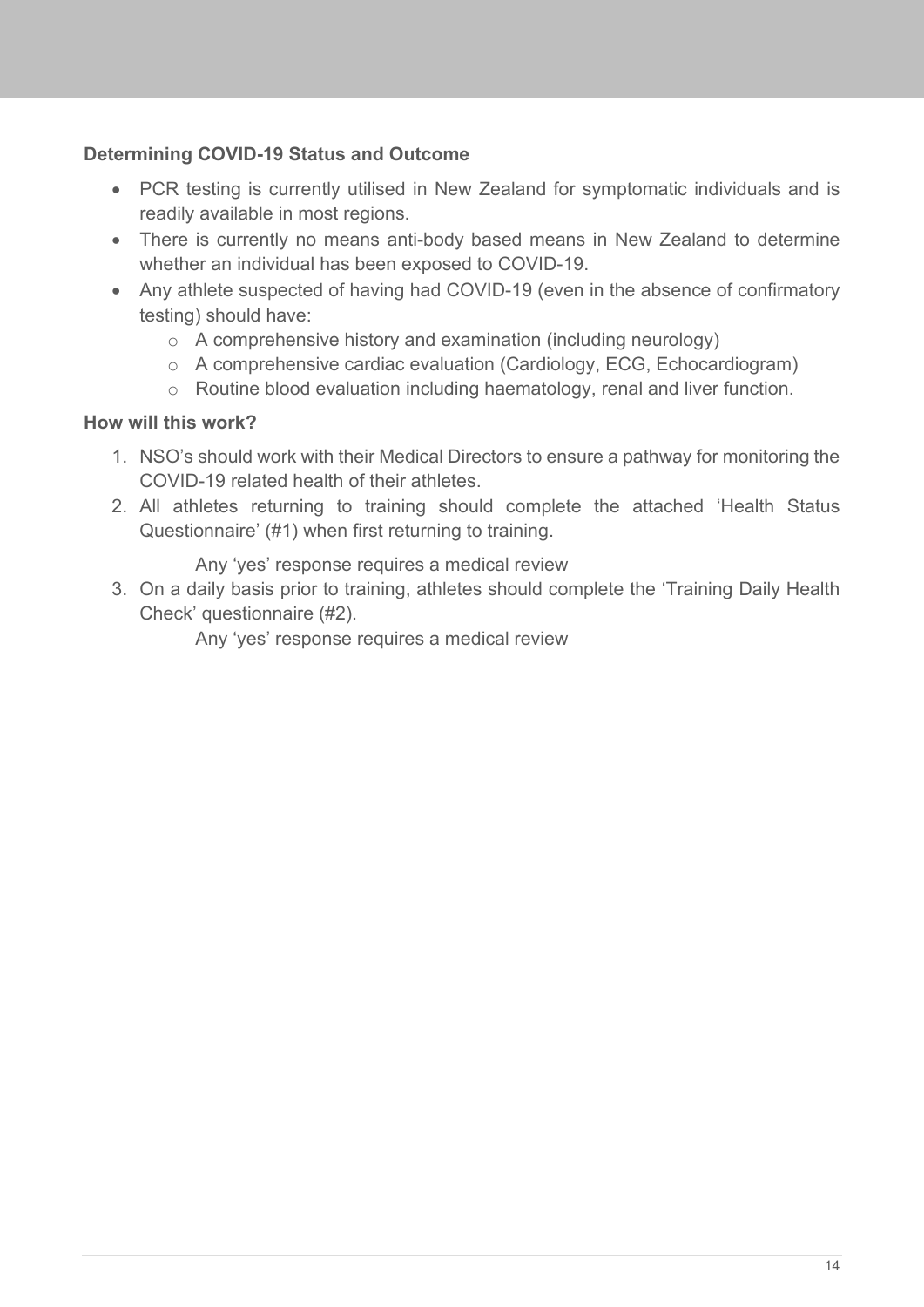**Determining COVID-19 Status and Outcome**

- PCR testing is currently utilised in New Zealand for symptomatic individuals and is readily available in most regions.
- There is currently no means anti-body based means in New Zealand to determine whether an individual has been exposed to COVID-19.
- Any athlete suspected of having had COVID-19 (even in the absence of confirmatory testing) should have:
    - A comprehensive history and examination (including neurology)
    - A comprehensive cardiac evaluation (Cardiology, ECG, Echocardiogram)
    - Routine blood evaluation including haematology, renal and liver function.

**How will this work?**

1. NSO's should work with their Medical Directors to ensure a pathway for monitoring the COVID-19 related health of their athletes.
2. All athletes returning to training should complete the attached 'Health Status Questionnaire' (#1) when first returning to training.

   Any 'yes' response requires a medical review

3. On a daily basis prior to training, athletes should complete the 'Training Daily Health Check' questionnaire (#2).

   Any 'yes' response requires a medical review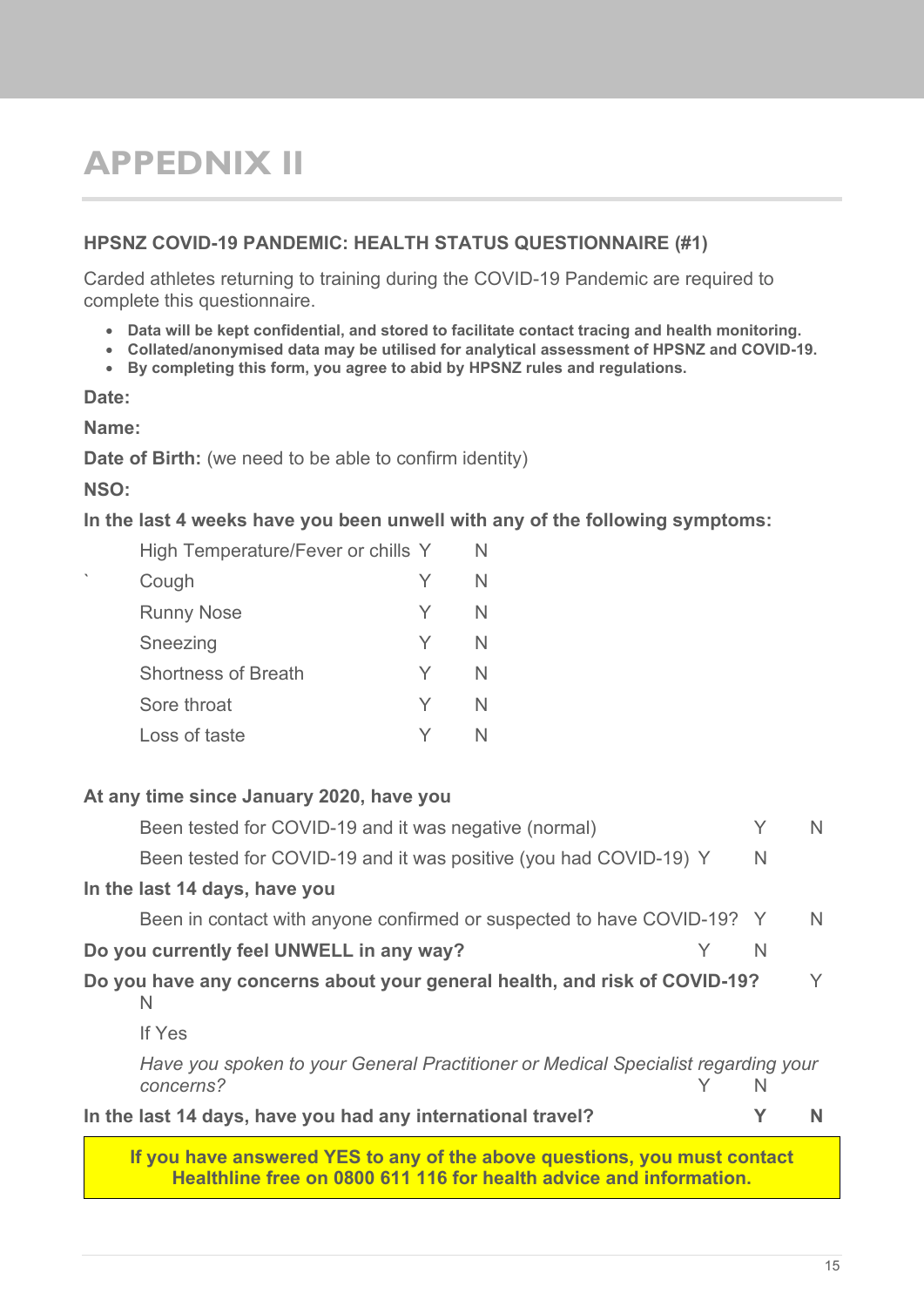# APPEDNIX II

### HPSNZ COVID-19 PANDEMIC: HEALTH STATUS QUESTIONNAIRE (#1)

Carded athletes returning to training during the COVID-19 Pandemic are required to complete this questionnaire.

- **Data will be kept confidential, and stored to facilitate contact tracing and health monitoring.**
- **Collated/anonymised data may be utilised for analytical assessment of HPSNZ and COVID-19.**
- **By completing this form, you agree to abid by HPSNZ rules and regulations.**

**Date:**

**Name:**

**Date of Birth:** (we need to be able to confirm identity)

**NSO:**

**In the last 4 weeks have you been unwell with any of the following symptoms:**

| | | |
|---|---|---|
| High Temperature/Fever or chills | Y | N |
| Cough | Y | N |
| Runny Nose | Y | N |
| Sneezing | Y | N |
| Shortness of Breath | Y | N |
| Sore throat | Y | N |
| Loss of taste | Y | N |

**At any time since January 2020, have you**

Been tested for COVID-19 and it was negative (normal) Y N

Been tested for COVID-19 and it was positive (you had COVID-19) Y N

**In the last 14 days, have you**

Been in contact with anyone confirmed or suspected to have COVID-19? Y N

**Do you currently feel UNWELL in any way?** Y N

**Do you have any concerns about your general health, and risk of COVID-19?** Y N

If Yes

*Have you spoken to your General Practitioner or Medical Specialist regarding your concerns?* Y N

**In the last 14 days, have you had any international travel? Y N**

**If you have answered YES to any of the above questions, you must contact Healthline free on 0800 611 116 for health advice and information.**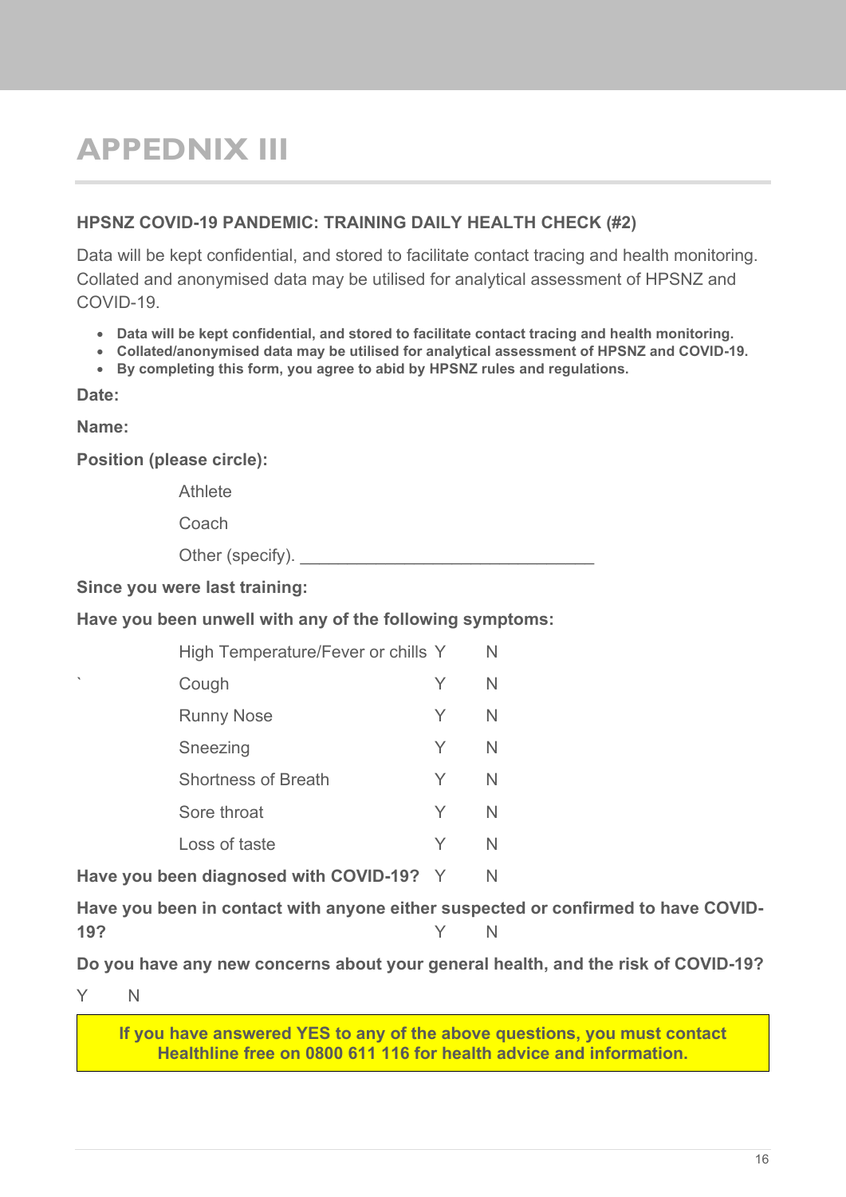# APPEDNIX III

**HPSNZ COVID-19 PANDEMIC: TRAINING DAILY HEALTH CHECK (#2)**

Data will be kept confidential, and stored to facilitate contact tracing and health monitoring. Collated and anonymised data may be utilised for analytical assessment of HPSNZ and COVID-19.

- **Data will be kept confidential, and stored to facilitate contact tracing and health monitoring.**
- **Collated/anonymised data may be utilised for analytical assessment of HPSNZ and COVID-19.**
- **By completing this form, you agree to abid by HPSNZ rules and regulations.**

**Date:**

**Name:**

**Position (please circle):**

Athlete

Coach

Other (specify). ________________________________

**Since you were last training:**

**Have you been unwell with any of the following symptoms:**

| | | |
|---|---|---|
| High Temperature/Fever or chills | Y | N |
| Cough | Y | N |
| Runny Nose | Y | N |
| Sneezing | Y | N |
| Shortness of Breath | Y | N |
| Sore throat | Y | N |
| Loss of taste | Y | N |

**Have you been diagnosed with COVID-19?** Y N

**Have you been in contact with anyone either suspected or confirmed to have COVID-19?** Y N

**Do you have any new concerns about your general health, and the risk of COVID-19?**

Y N

**If you have answered YES to any of the above questions, you must contact Healthline free on 0800 611 116 for health advice and information.**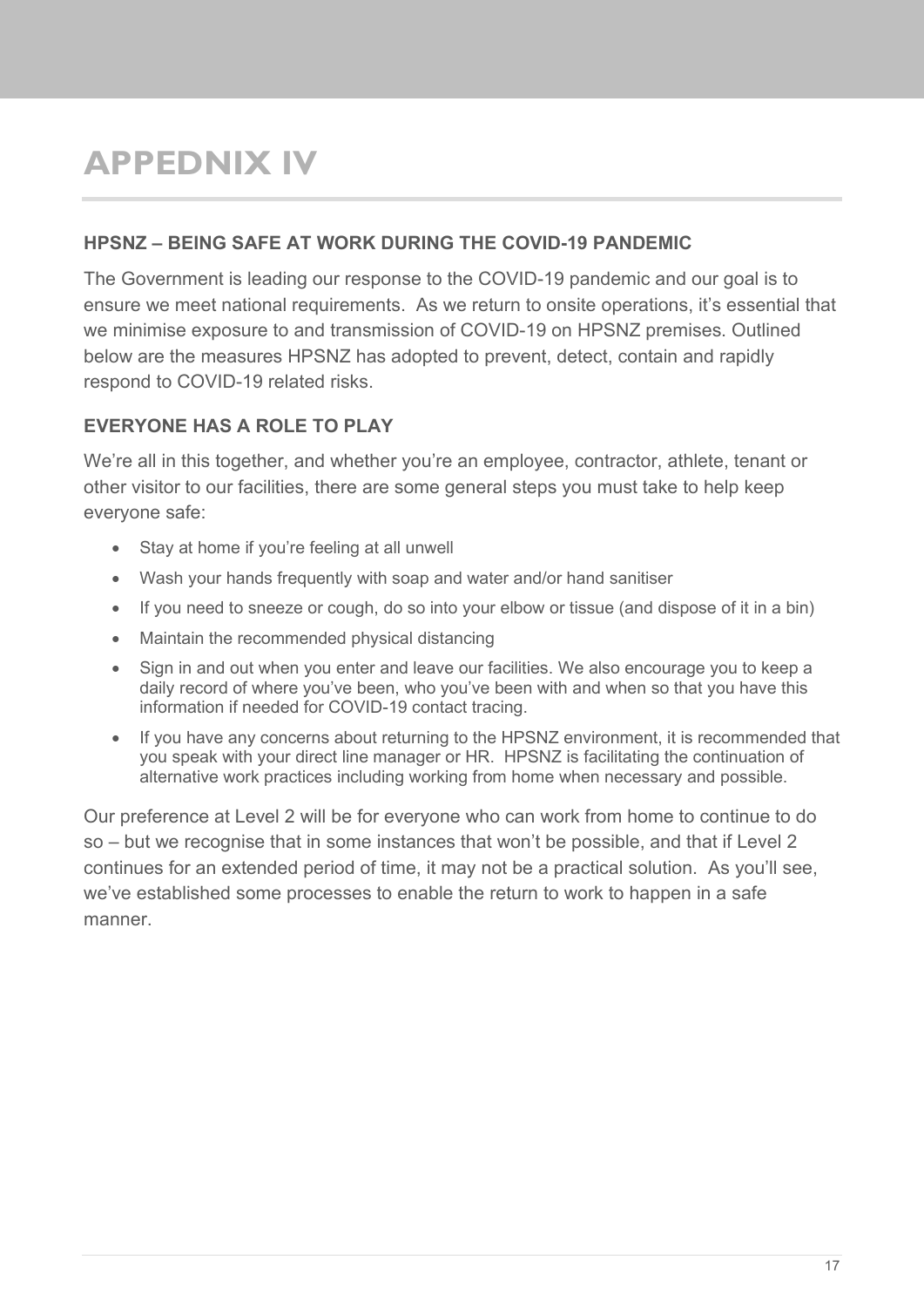# APPEDNIX IV

## HPSNZ – BEING SAFE AT WORK DURING THE COVID-19 PANDEMIC

The Government is leading our response to the COVID-19 pandemic and our goal is to ensure we meet national requirements. As we return to onsite operations, it's essential that we minimise exposure to and transmission of COVID-19 on HPSNZ premises. Outlined below are the measures HPSNZ has adopted to prevent, detect, contain and rapidly respond to COVID-19 related risks.

## EVERYONE HAS A ROLE TO PLAY

We're all in this together, and whether you're an employee, contractor, athlete, tenant or other visitor to our facilities, there are some general steps you must take to help keep everyone safe:

- Stay at home if you're feeling at all unwell
- Wash your hands frequently with soap and water and/or hand sanitiser
- If you need to sneeze or cough, do so into your elbow or tissue (and dispose of it in a bin)
- Maintain the recommended physical distancing
- Sign in and out when you enter and leave our facilities. We also encourage you to keep a daily record of where you've been, who you've been with and when so that you have this information if needed for COVID-19 contact tracing.
- If you have any concerns about returning to the HPSNZ environment, it is recommended that you speak with your direct line manager or HR. HPSNZ is facilitating the continuation of alternative work practices including working from home when necessary and possible.

Our preference at Level 2 will be for everyone who can work from home to continue to do so – but we recognise that in some instances that won't be possible, and that if Level 2 continues for an extended period of time, it may not be a practical solution. As you'll see, we've established some processes to enable the return to work to happen in a safe manner.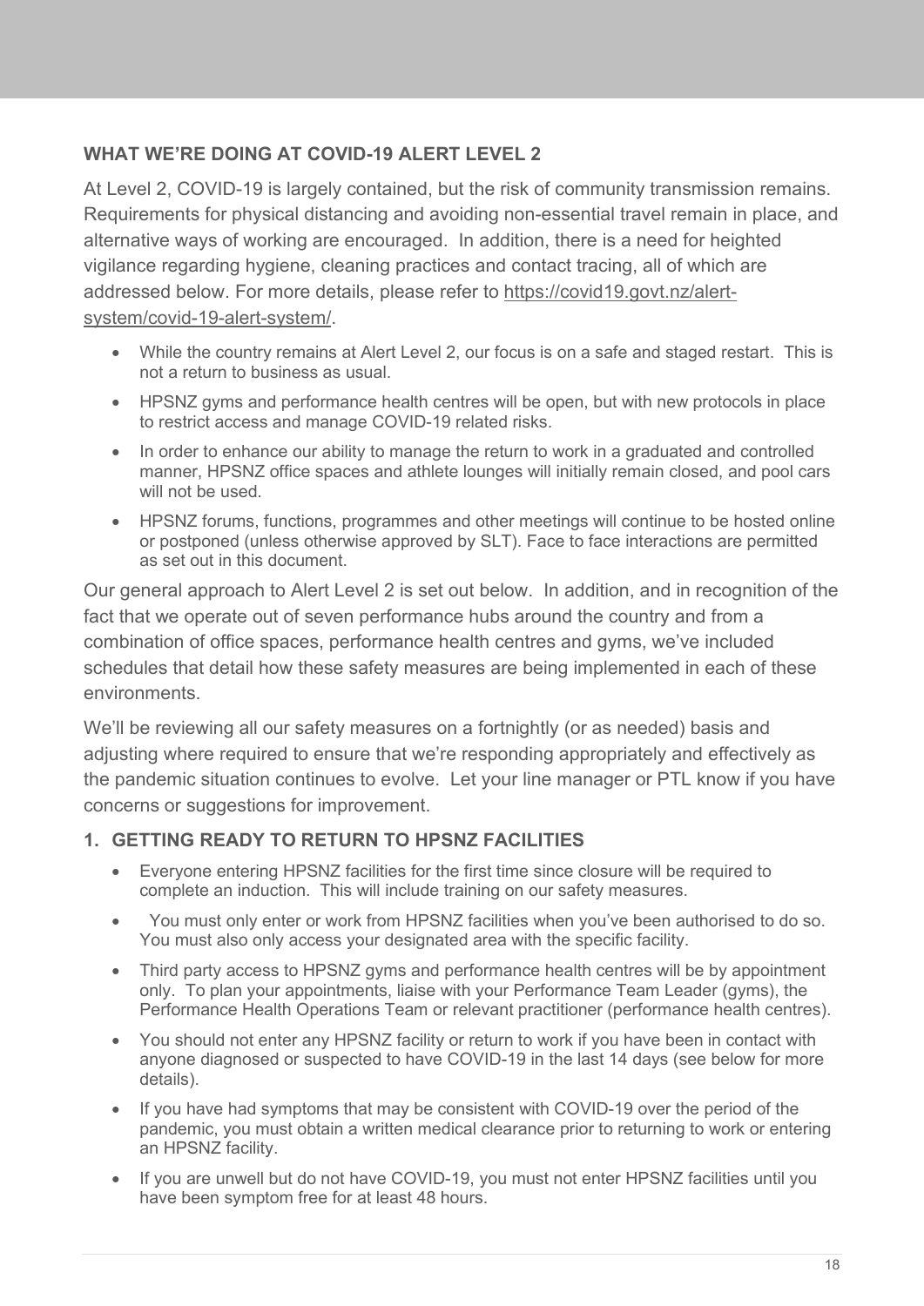## WHAT WE'RE DOING AT COVID-19 ALERT LEVEL 2

At Level 2, COVID-19 is largely contained, but the risk of community transmission remains. Requirements for physical distancing and avoiding non-essential travel remain in place, and alternative ways of working are encouraged. In addition, there is a need for heighted vigilance regarding hygiene, cleaning practices and contact tracing, all of which are addressed below. For more details, please refer to https://covid19.govt.nz/alert-system/covid-19-alert-system/.

- While the country remains at Alert Level 2, our focus is on a safe and staged restart. This is not a return to business as usual.
- HPSNZ gyms and performance health centres will be open, but with new protocols in place to restrict access and manage COVID-19 related risks.
- In order to enhance our ability to manage the return to work in a graduated and controlled manner, HPSNZ office spaces and athlete lounges will initially remain closed, and pool cars will not be used.
- HPSNZ forums, functions, programmes and other meetings will continue to be hosted online or postponed (unless otherwise approved by SLT). Face to face interactions are permitted as set out in this document.

Our general approach to Alert Level 2 is set out below. In addition, and in recognition of the fact that we operate out of seven performance hubs around the country and from a combination of office spaces, performance health centres and gyms, we've included schedules that detail how these safety measures are being implemented in each of these environments.

We'll be reviewing all our safety measures on a fortnightly (or as needed) basis and adjusting where required to ensure that we're responding appropriately and effectively as the pandemic situation continues to evolve. Let your line manager or PTL know if you have concerns or suggestions for improvement.

### 1. GETTING READY TO RETURN TO HPSNZ FACILITIES

- Everyone entering HPSNZ facilities for the first time since closure will be required to complete an induction. This will include training on our safety measures.
- You must only enter or work from HPSNZ facilities when you've been authorised to do so. You must also only access your designated area with the specific facility.
- Third party access to HPSNZ gyms and performance health centres will be by appointment only. To plan your appointments, liaise with your Performance Team Leader (gyms), the Performance Health Operations Team or relevant practitioner (performance health centres).
- You should not enter any HPSNZ facility or return to work if you have been in contact with anyone diagnosed or suspected to have COVID-19 in the last 14 days (see below for more details).
- If you have had symptoms that may be consistent with COVID-19 over the period of the pandemic, you must obtain a written medical clearance prior to returning to work or entering an HPSNZ facility.
- If you are unwell but do not have COVID-19, you must not enter HPSNZ facilities until you have been symptom free for at least 48 hours.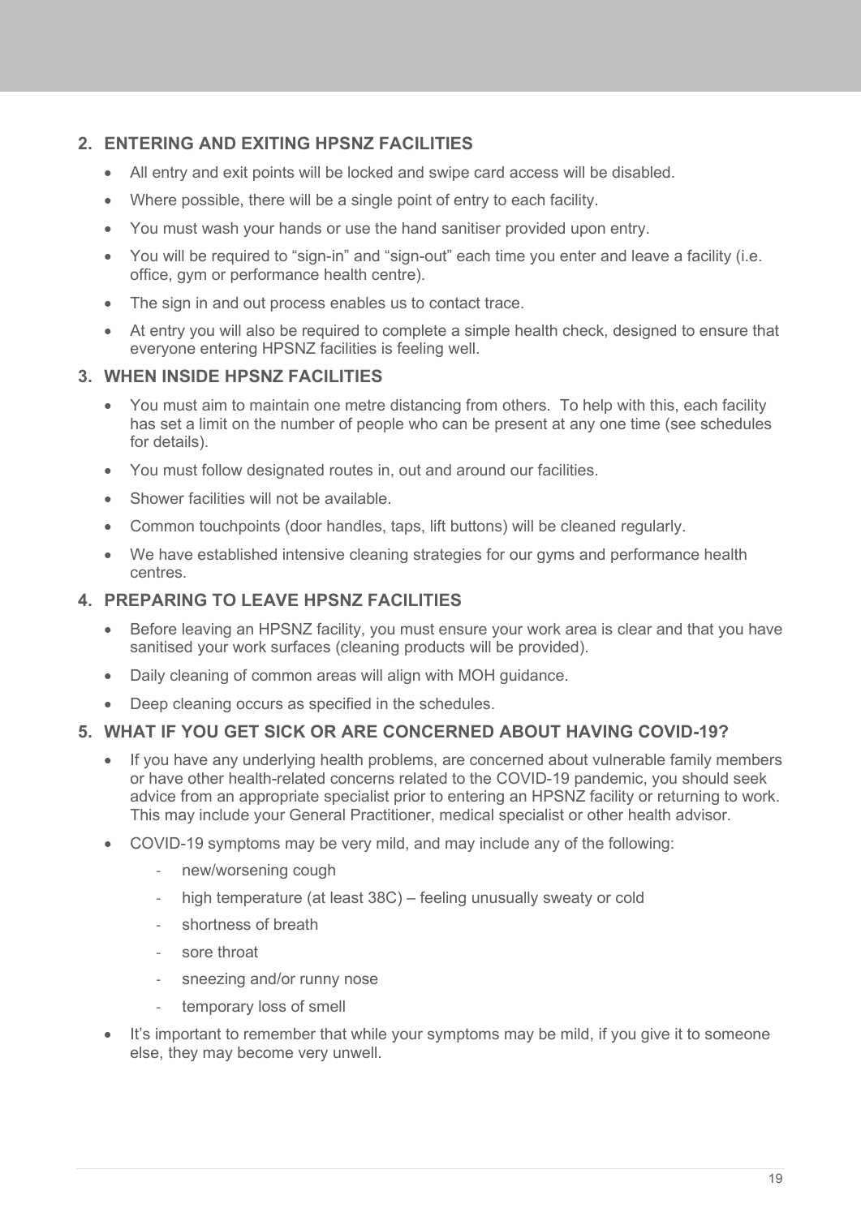## 2. ENTERING AND EXITING HPSNZ FACILITIES

- All entry and exit points will be locked and swipe card access will be disabled.
- Where possible, there will be a single point of entry to each facility.
- You must wash your hands or use the hand sanitiser provided upon entry.
- You will be required to "sign-in" and "sign-out" each time you enter and leave a facility (i.e. office, gym or performance health centre).
- The sign in and out process enables us to contact trace.
- At entry you will also be required to complete a simple health check, designed to ensure that everyone entering HPSNZ facilities is feeling well.

## 3. WHEN INSIDE HPSNZ FACILITIES

- You must aim to maintain one metre distancing from others. To help with this, each facility has set a limit on the number of people who can be present at any one time (see schedules for details).
- You must follow designated routes in, out and around our facilities.
- Shower facilities will not be available.
- Common touchpoints (door handles, taps, lift buttons) will be cleaned regularly.
- We have established intensive cleaning strategies for our gyms and performance health centres.

## 4. PREPARING TO LEAVE HPSNZ FACILITIES

- Before leaving an HPSNZ facility, you must ensure your work area is clear and that you have sanitised your work surfaces (cleaning products will be provided).
- Daily cleaning of common areas will align with MOH guidance.
- Deep cleaning occurs as specified in the schedules.

## 5. WHAT IF YOU GET SICK OR ARE CONCERNED ABOUT HAVING COVID-19?

- If you have any underlying health problems, are concerned about vulnerable family members or have other health-related concerns related to the COVID-19 pandemic, you should seek advice from an appropriate specialist prior to entering an HPSNZ facility or returning to work. This may include your General Practitioner, medical specialist or other health advisor.
- COVID-19 symptoms may be very mild, and may include any of the following:
  - new/worsening cough
  - high temperature (at least 38C) – feeling unusually sweaty or cold
  - shortness of breath
  - sore throat
  - sneezing and/or runny nose
  - temporary loss of smell
- It's important to remember that while your symptoms may be mild, if you give it to someone else, they may become very unwell.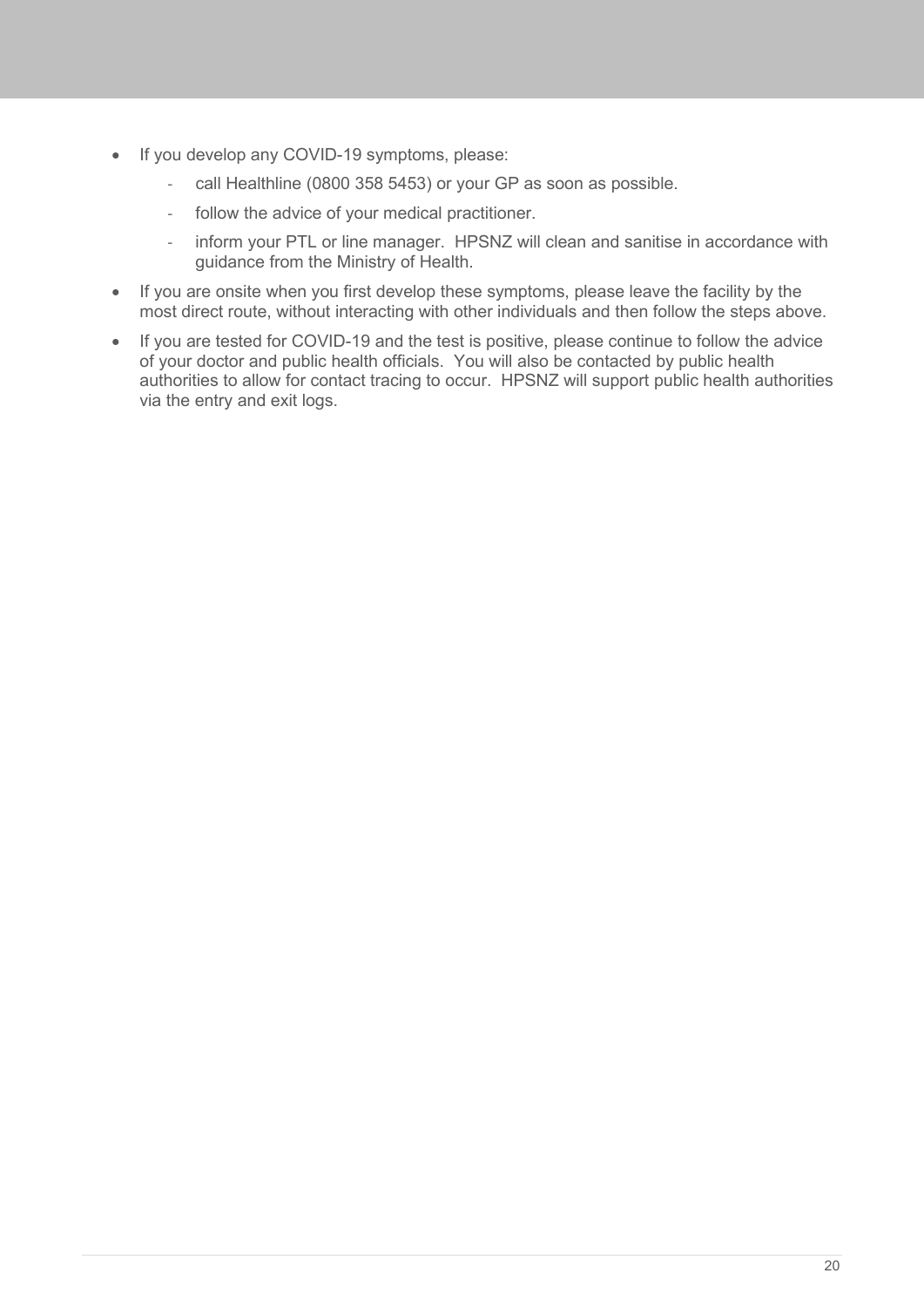- If you develop any COVID-19 symptoms, please:
  - call Healthline (0800 358 5453) or your GP as soon as possible.
  - follow the advice of your medical practitioner.
  - inform your PTL or line manager.  HPSNZ will clean and sanitise in accordance with guidance from the Ministry of Health.
- If you are onsite when you first develop these symptoms, please leave the facility by the most direct route, without interacting with other individuals and then follow the steps above.
- If you are tested for COVID-19 and the test is positive, please continue to follow the advice of your doctor and public health officials.  You will also be contacted by public health authorities to allow for contact tracing to occur.  HPSNZ will support public health authorities via the entry and exit logs.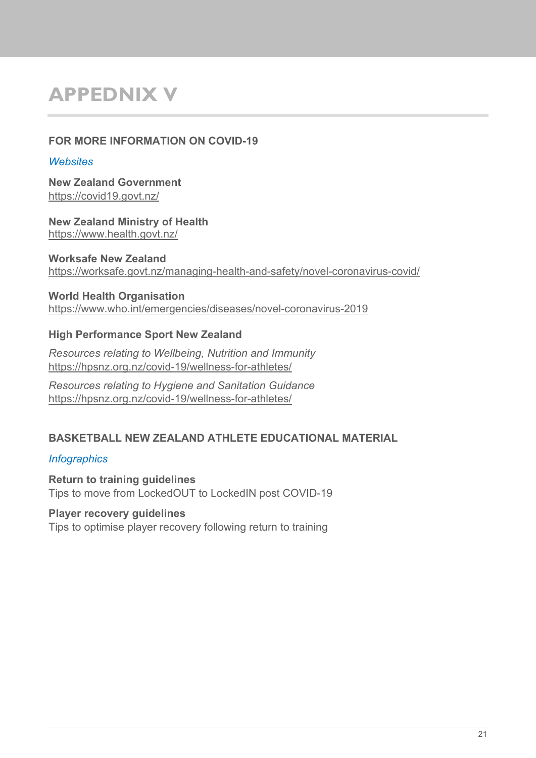# APPEDNIX V

## FOR MORE INFORMATION ON COVID-19

*Websites*

**New Zealand Government**
https://covid19.govt.nz/

**New Zealand Ministry of Health**
https://www.health.govt.nz/

**Worksafe New Zealand**
https://worksafe.govt.nz/managing-health-and-safety/novel-coronavirus-covid/

**World Health Organisation**
https://www.who.int/emergencies/diseases/novel-coronavirus-2019

**High Performance Sport New Zealand**

*Resources relating to Wellbeing, Nutrition and Immunity*
https://hpsnz.org.nz/covid-19/wellness-for-athletes/

*Resources relating to Hygiene and Sanitation Guidance*
https://hpsnz.org.nz/covid-19/wellness-for-athletes/

## BASKETBALL NEW ZEALAND ATHLETE EDUCATIONAL MATERIAL

*Infographics*

**Return to training guidelines**
Tips to move from LockedOUT to LockedIN post COVID-19

**Player recovery guidelines**
Tips to optimise player recovery following return to training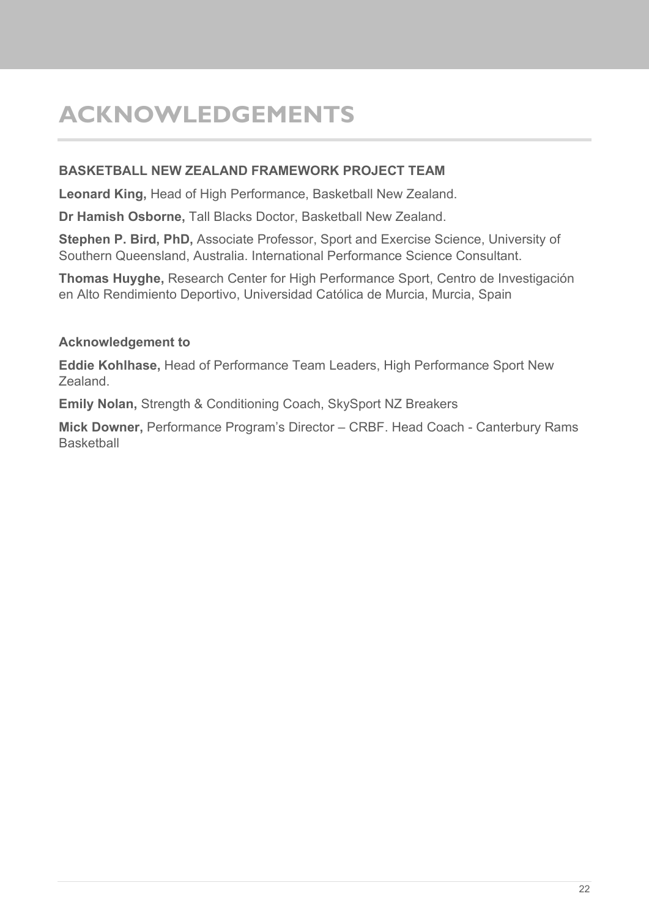# ACKNOWLEDGEMENTS

**BASKETBALL NEW ZEALAND FRAMEWORK PROJECT TEAM**

**Leonard King,** Head of High Performance, Basketball New Zealand.

**Dr Hamish Osborne,** Tall Blacks Doctor, Basketball New Zealand.

**Stephen P. Bird, PhD,** Associate Professor, Sport and Exercise Science, University of Southern Queensland, Australia. International Performance Science Consultant.

**Thomas Huyghe,** Research Center for High Performance Sport, Centro de Investigación en Alto Rendimiento Deportivo, Universidad Católica de Murcia, Murcia, Spain

**Acknowledgement to**

**Eddie Kohlhase,** Head of Performance Team Leaders, High Performance Sport New Zealand.

**Emily Nolan,** Strength & Conditioning Coach, SkySport NZ Breakers

**Mick Downer,** Performance Program's Director – CRBF. Head Coach - Canterbury Rams Basketball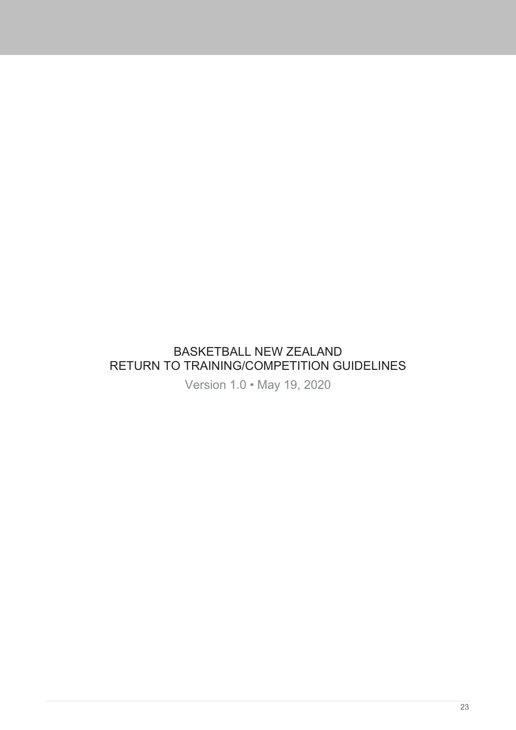BASKETBALL NEW ZEALAND
RETURN TO TRAINING/COMPETITION GUIDELINES

Version 1.0 • May 19, 2020